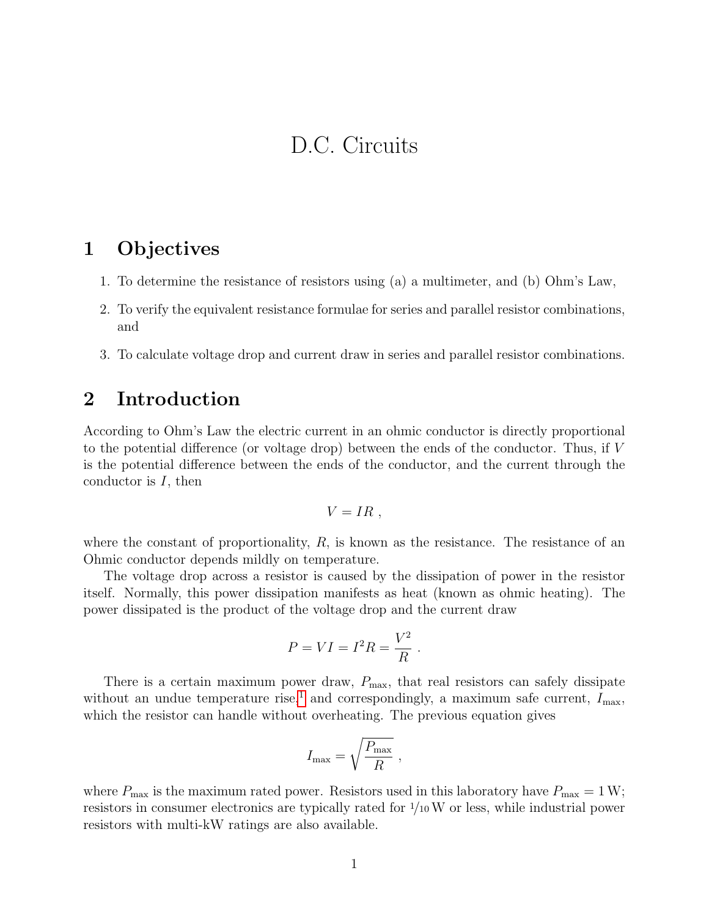# D.C. Circuits

## 1 Objectives

1. To determine the resistance of resistors using (a) a multimeter, and (b) Ohm's Law,
2. To verify the equivalent resistance formulae for series and parallel resistor combinations, and
3. To calculate voltage drop and current draw in series and parallel resistor combinations.

## 2 Introduction

According to Ohm's Law the electric current in an ohmic conductor is directly proportional to the potential difference (or voltage drop) between the ends of the conductor. Thus, if $V$ is the potential difference between the ends of the conductor, and the current through the conductor is $I$, then

$$V = IR \ ,$$

where the constant of proportionality, $R$, is known as the resistance. The resistance of an Ohmic conductor depends mildly on temperature.

The voltage drop across a resistor is caused by the dissipation of power in the resistor itself. Normally, this power dissipation manifests as heat (known as ohmic heating). The power dissipated is the product of the voltage drop and the current draw

$$P = VI = I^2 R = \frac{V^2}{R} \ .$$

There is a certain maximum power draw, $P_{\text{max}}$, that real resistors can safely dissipate without an undue temperature rise,[1] and correspondingly, a maximum safe current, $I_{\text{max}}$, which the resistor can handle without overheating. The previous equation gives

$$I_{\text{max}} = \sqrt{\frac{P_{\text{max}}}{R}} \ ,$$

where $P_{\text{max}}$ is the maximum rated power. Resistors used in this laboratory have $P_{\text{max}} = 1\,\text{W}$; resistors in consumer electronics are typically rated for $^1/_{10}\,\text{W}$ or less, while industrial power resistors with multi-kW ratings are also available.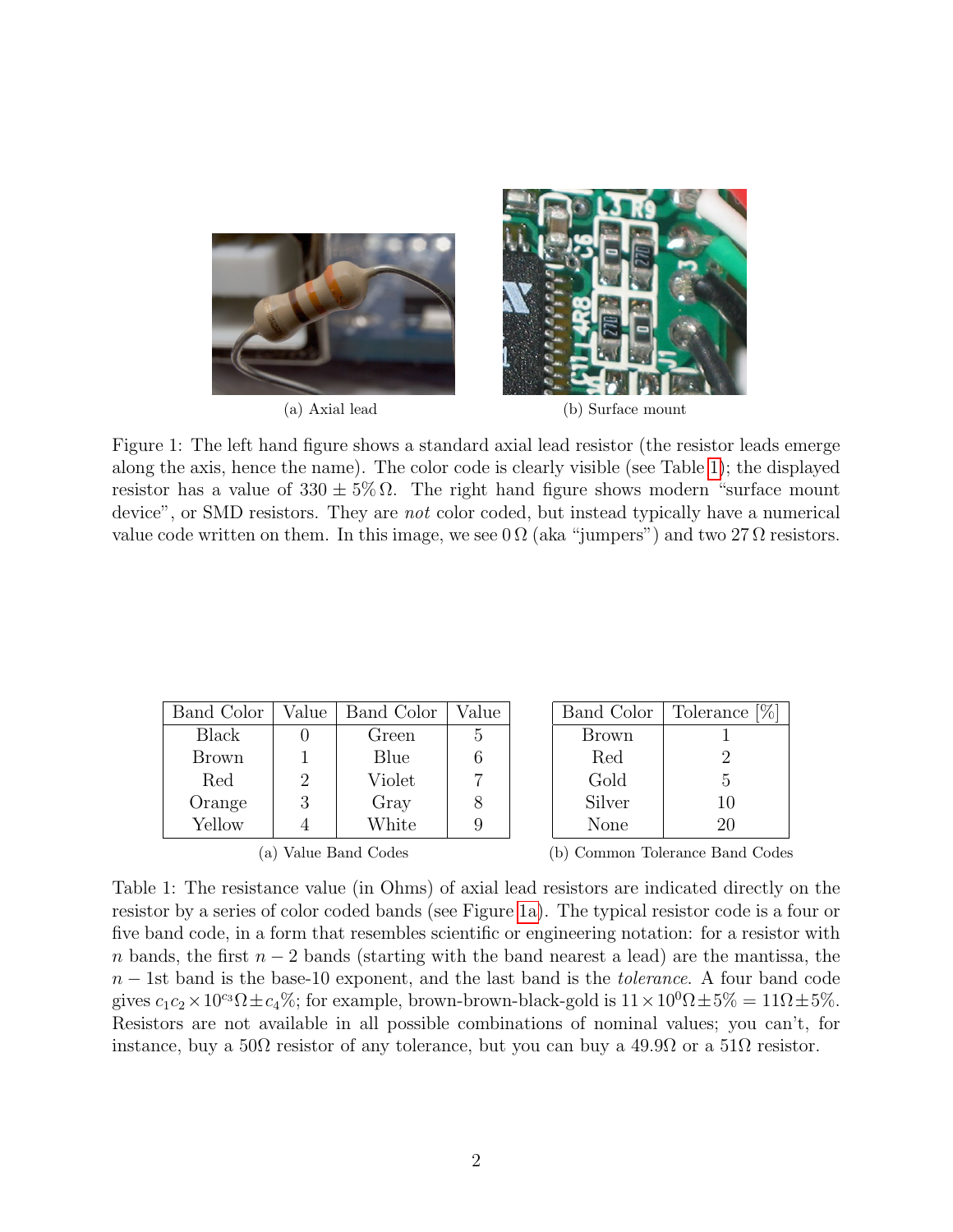(a) Axial lead

(b) Surface mount

Figure 1: The left hand figure shows a standard axial lead resistor (the resistor leads emerge along the axis, hence the name). The color code is clearly visible (see Table 1); the displayed resistor has a value of $330 \pm 5\%\,\Omega$. The right hand figure shows modern "surface mount device", or SMD resistors. They are *not* color coded, but instead typically have a numerical value code written on them. In this image, we see $0\,\Omega$ (aka "jumpers") and two $27\,\Omega$ resistors.

| Band Color | Value | Band Color | Value |
|---|---|---|---|
| Black | 0 | Green | 5 |
| Brown | 1 | Blue | 6 |
| Red | 2 | Violet | 7 |
| Orange | 3 | Gray | 8 |
| Yellow | 4 | White | 9 |

(a) Value Band Codes

| Band Color | Tolerance [%] |
|---|---|
| Brown | 1 |
| Red | 2 |
| Gold | 5 |
| Silver | 10 |
| None | 20 |

(b) Common Tolerance Band Codes

Table 1: The resistance value (in Ohms) of axial lead resistors are indicated directly on the resistor by a series of color coded bands (see Figure 1a). The typical resistor code is a four or five band code, in a form that resembles scientific or engineering notation: for a resistor with $n$ bands, the first $n-2$ bands (starting with the band nearest a lead) are the mantissa, the $n-1$st band is the base-10 exponent, and the last band is the *tolerance.* A four band code gives $c_1c_2 \times 10^{c_3}\Omega \pm c_4\%$; for example, brown-brown-black-gold is $11 \times 10^0\Omega \pm 5\% = 11\Omega \pm 5\%$. Resistors are not available in all possible combinations of nominal values; you can't, for instance, buy a $50\Omega$ resistor of any tolerance, but you can buy a $49.9\Omega$ or a $51\Omega$ resistor.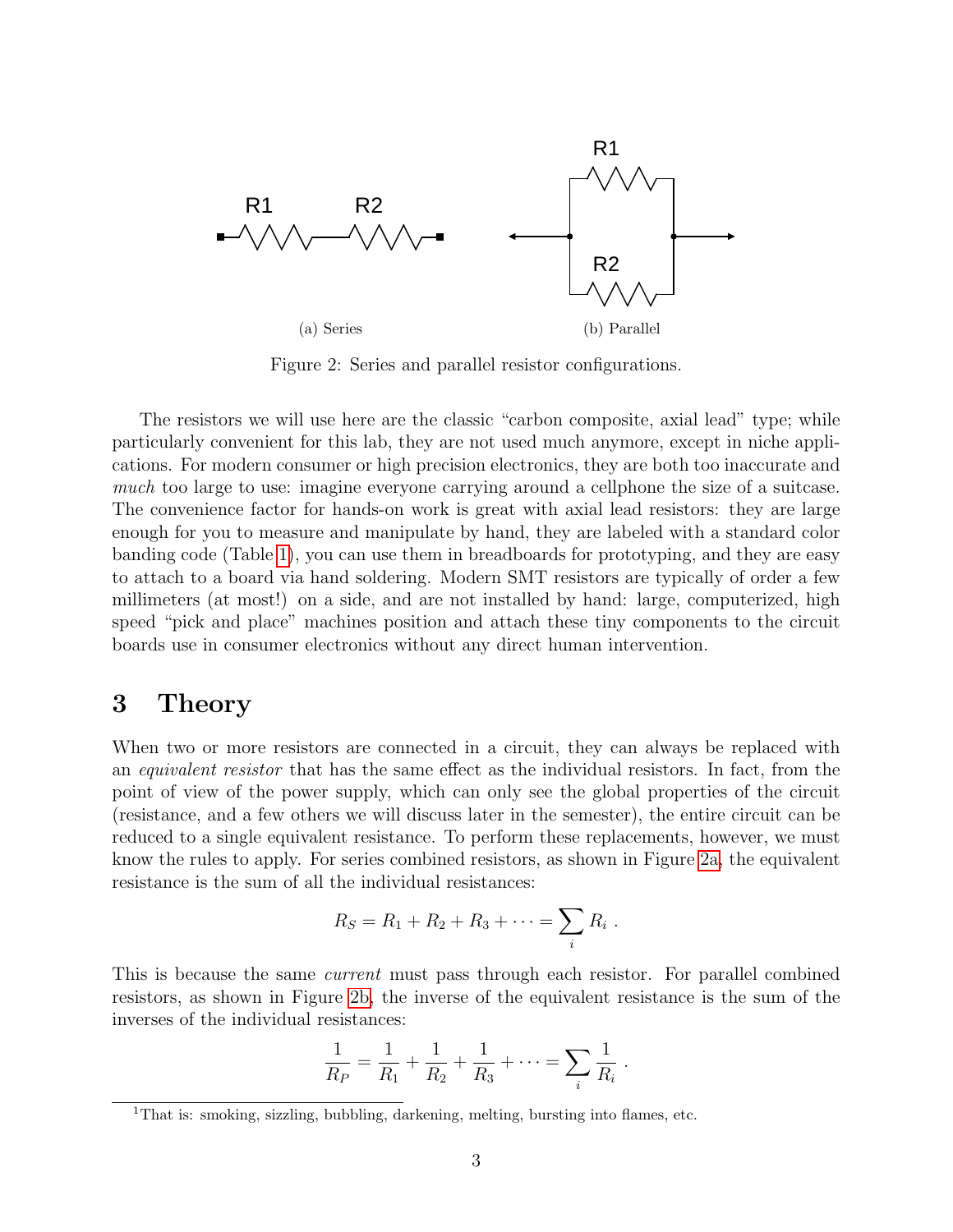(a) Series

(b) Parallel

Figure 2: Series and parallel resistor configurations.

The resistors we will use here are the classic "carbon composite, axial lead" type; while particularly convenient for this lab, they are not used much anymore, except in niche applications. For modern consumer or high precision electronics, they are both too inaccurate and *much* too large to use: imagine everyone carrying around a cellphone the size of a suitcase. The convenience factor for hands-on work is great with axial lead resistors: they are large enough for you to measure and manipulate by hand, they are labeled with a standard color banding code (Table 1), you can use them in breadboards for prototyping, and they are easy to attach to a board via hand soldering. Modern SMT resistors are typically of order a few millimeters (at most!) on a side, and are not installed by hand: large, computerized, high speed "pick and place" machines position and attach these tiny components to the circuit boards use in consumer electronics without any direct human intervention.

# 3 Theory

When two or more resistors are connected in a circuit, they can always be replaced with an *equivalent resistor* that has the same effect as the individual resistors. In fact, from the point of view of the power supply, which can only see the global properties of the circuit (resistance, and a few others we will discuss later in the semester), the entire circuit can be reduced to a single equivalent resistance. To perform these replacements, however, we must know the rules to apply. For series combined resistors, as shown in Figure 2a, the equivalent resistance is the sum of all the individual resistances:

$$R_S = R_1 + R_2 + R_3 + \cdots = \sum_i R_i \ .$$

This is because the same *current* must pass through each resistor. For parallel combined resistors, as shown in Figure 2b, the inverse of the equivalent resistance is the sum of the inverses of the individual resistances:

$$\frac{1}{R_P} = \frac{1}{R_1} + \frac{1}{R_2} + \frac{1}{R_3} + \cdots = \sum_i \frac{1}{R_i} \ .$$

[1] That is: smoking, sizzling, bubbling, darkening, melting, bursting into flames, etc.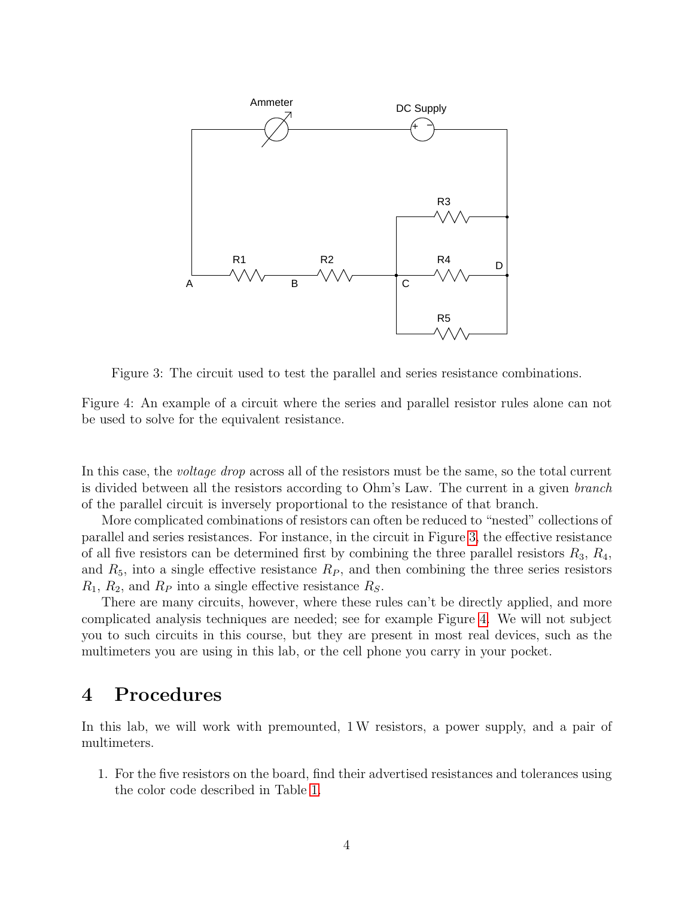Figure 3: The circuit used to test the parallel and series resistance combinations.

Figure 4: An example of a circuit where the series and parallel resistor rules alone can not be used to solve for the equivalent resistance.

In this case, the *voltage drop* across all of the resistors must be the same, so the total current is divided between all the resistors according to Ohm's Law. The current in a given *branch* of the parallel circuit is inversely proportional to the resistance of that branch.

More complicated combinations of resistors can often be reduced to "nested" collections of parallel and series resistances. For instance, in the circuit in Figure 3, the effective resistance of all five resistors can be determined first by combining the three parallel resistors $R_3$, $R_4$, and $R_5$, into a single effective resistance $R_P$, and then combining the three series resistors $R_1$, $R_2$, and $R_P$ into a single effective resistance $R_S$.

There are many circuits, however, where these rules can't be directly applied, and more complicated analysis techniques are needed; see for example Figure 4. We will not subject you to such circuits in this course, but they are present in most real devices, such as the multimeters you are using in this lab, or the cell phone you carry in your pocket.

# 4 Procedures

In this lab, we will work with premounted, 1 W resistors, a power supply, and a pair of multimeters.

1. For the five resistors on the board, find their advertised resistances and tolerances using the color code described in Table 1.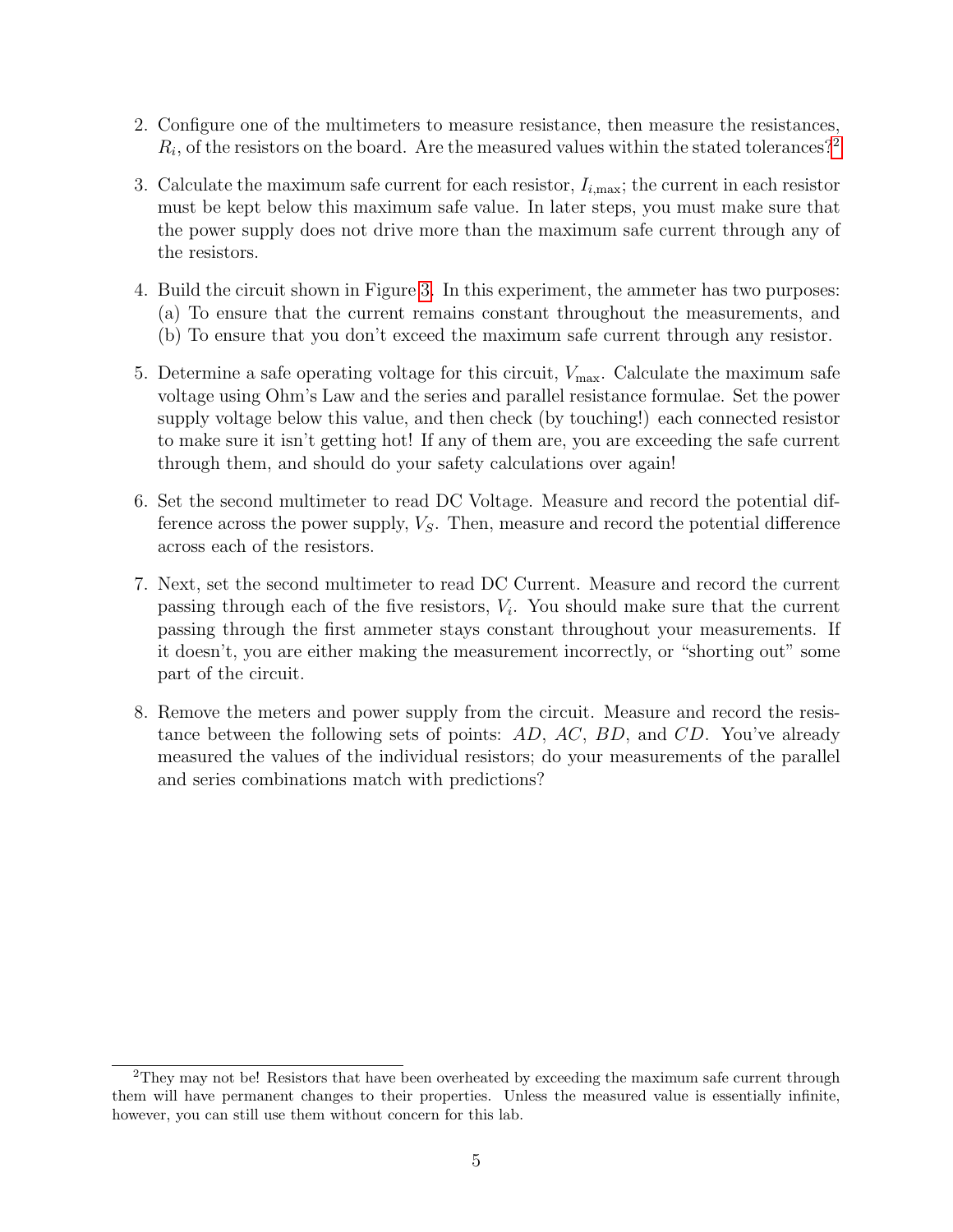2. Configure one of the multimeters to measure resistance, then measure the resistances, $R_i$, of the resistors on the board. Are the measured values within the stated tolerances?[2]

3. Calculate the maximum safe current for each resistor, $I_{i,\text{max}}$; the current in each resistor must be kept below this maximum safe value. In later steps, you must make sure that the power supply does not drive more than the maximum safe current through any of the resistors.

4. Build the circuit shown in Figure 3. In this experiment, the ammeter has two purposes: (a) To ensure that the current remains constant throughout the measurements, and (b) To ensure that you don't exceed the maximum safe current through any resistor.

5. Determine a safe operating voltage for this circuit, $V_{\text{max}}$. Calculate the maximum safe voltage using Ohm's Law and the series and parallel resistance formulae. Set the power supply voltage below this value, and then check (by touching!) each connected resistor to make sure it isn't getting hot! If any of them are, you are exceeding the safe current through them, and should do your safety calculations over again!

6. Set the second multimeter to read DC Voltage. Measure and record the potential difference across the power supply, $V_S$. Then, measure and record the potential difference across each of the resistors.

7. Next, set the second multimeter to read DC Current. Measure and record the current passing through each of the five resistors, $V_i$. You should make sure that the current passing through the first ammeter stays constant throughout your measurements. If it doesn't, you are either making the measurement incorrectly, or "shorting out" some part of the circuit.

8. Remove the meters and power supply from the circuit. Measure and record the resistance between the following sets of points: $AD$, $AC$, $BD$, and $CD$. You've already measured the values of the individual resistors; do your measurements of the parallel and series combinations match with predictions?

[2] They may not be! Resistors that have been overheated by exceeding the maximum safe current through them will have permanent changes to their properties. Unless the measured value is essentially infinite, however, you can still use them without concern for this lab.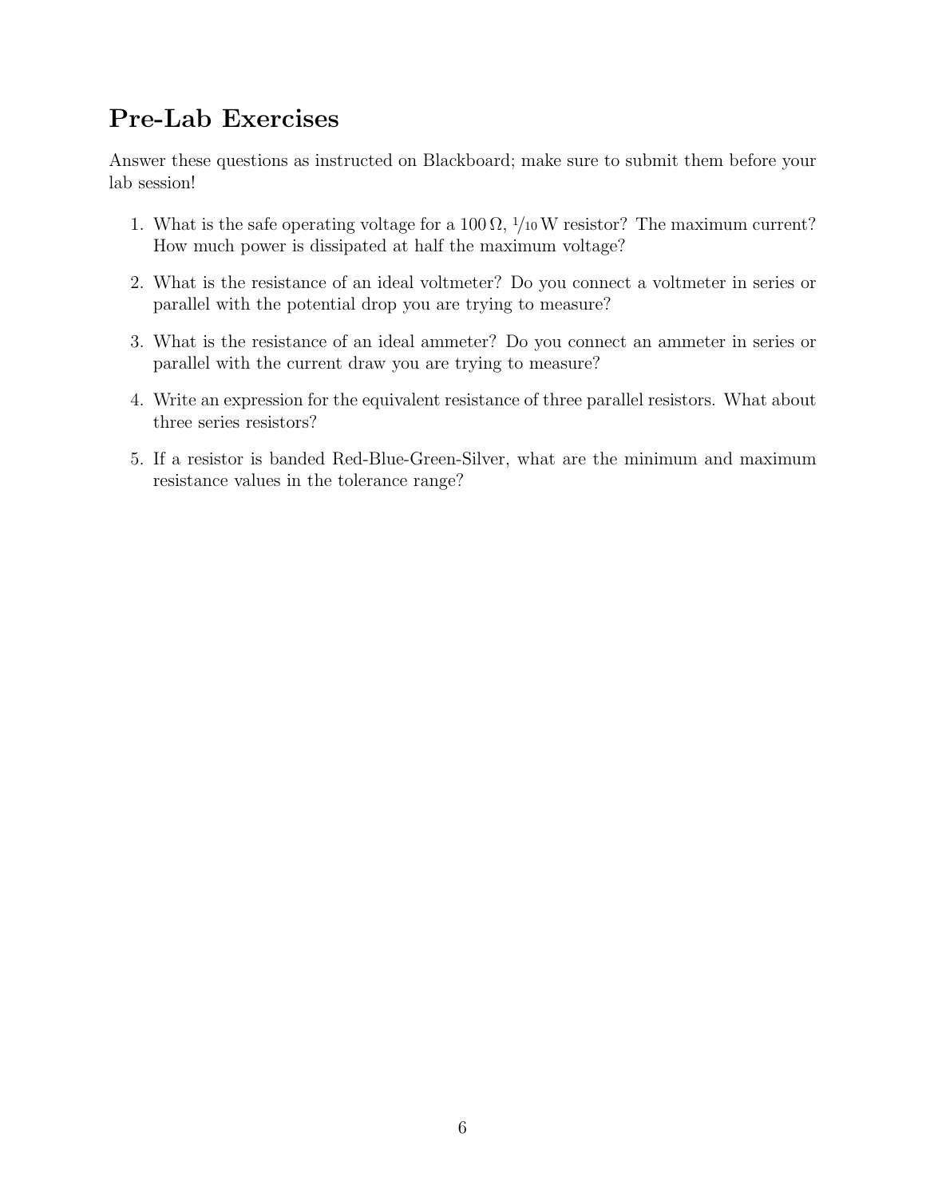## Pre-Lab Exercises

Answer these questions as instructed on Blackboard; make sure to submit them before your lab session!

1. What is the safe operating voltage for a $100\,\Omega$, $^{1}/_{10}\,\mathrm{W}$ resistor? The maximum current? How much power is dissipated at half the maximum voltage?
2. What is the resistance of an ideal voltmeter? Do you connect a voltmeter in series or parallel with the potential drop you are trying to measure?
3. What is the resistance of an ideal ammeter? Do you connect an ammeter in series or parallel with the current draw you are trying to measure?
4. Write an expression for the equivalent resistance of three parallel resistors. What about three series resistors?
5. If a resistor is banded Red-Blue-Green-Silver, what are the minimum and maximum resistance values in the tolerance range?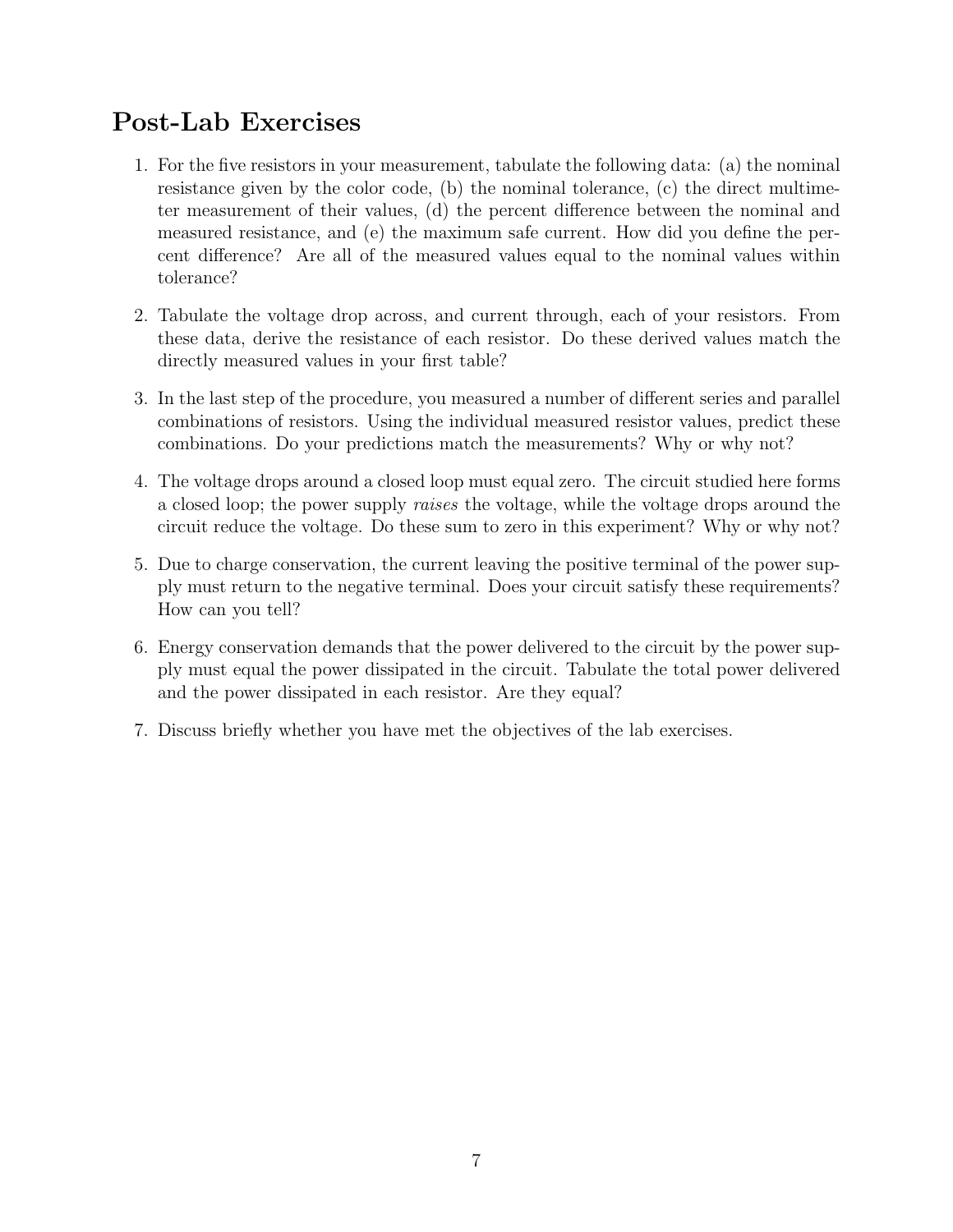## Post-Lab Exercises

1. For the five resistors in your measurement, tabulate the following data: (a) the nominal resistance given by the color code, (b) the nominal tolerance, (c) the direct multimeter measurement of their values, (d) the percent difference between the nominal and measured resistance, and (e) the maximum safe current. How did you define the percent difference? Are all of the measured values equal to the nominal values within tolerance?

2. Tabulate the voltage drop across, and current through, each of your resistors. From these data, derive the resistance of each resistor. Do these derived values match the directly measured values in your first table?

3. In the last step of the procedure, you measured a number of different series and parallel combinations of resistors. Using the individual measured resistor values, predict these combinations. Do your predictions match the measurements? Why or why not?

4. The voltage drops around a closed loop must equal zero. The circuit studied here forms a closed loop; the power supply *raises* the voltage, while the voltage drops around the circuit reduce the voltage. Do these sum to zero in this experiment? Why or why not?

5. Due to charge conservation, the current leaving the positive terminal of the power supply must return to the negative terminal. Does your circuit satisfy these requirements? How can you tell?

6. Energy conservation demands that the power delivered to the circuit by the power supply must equal the power dissipated in the circuit. Tabulate the total power delivered and the power dissipated in each resistor. Are they equal?

7. Discuss briefly whether you have met the objectives of the lab exercises.